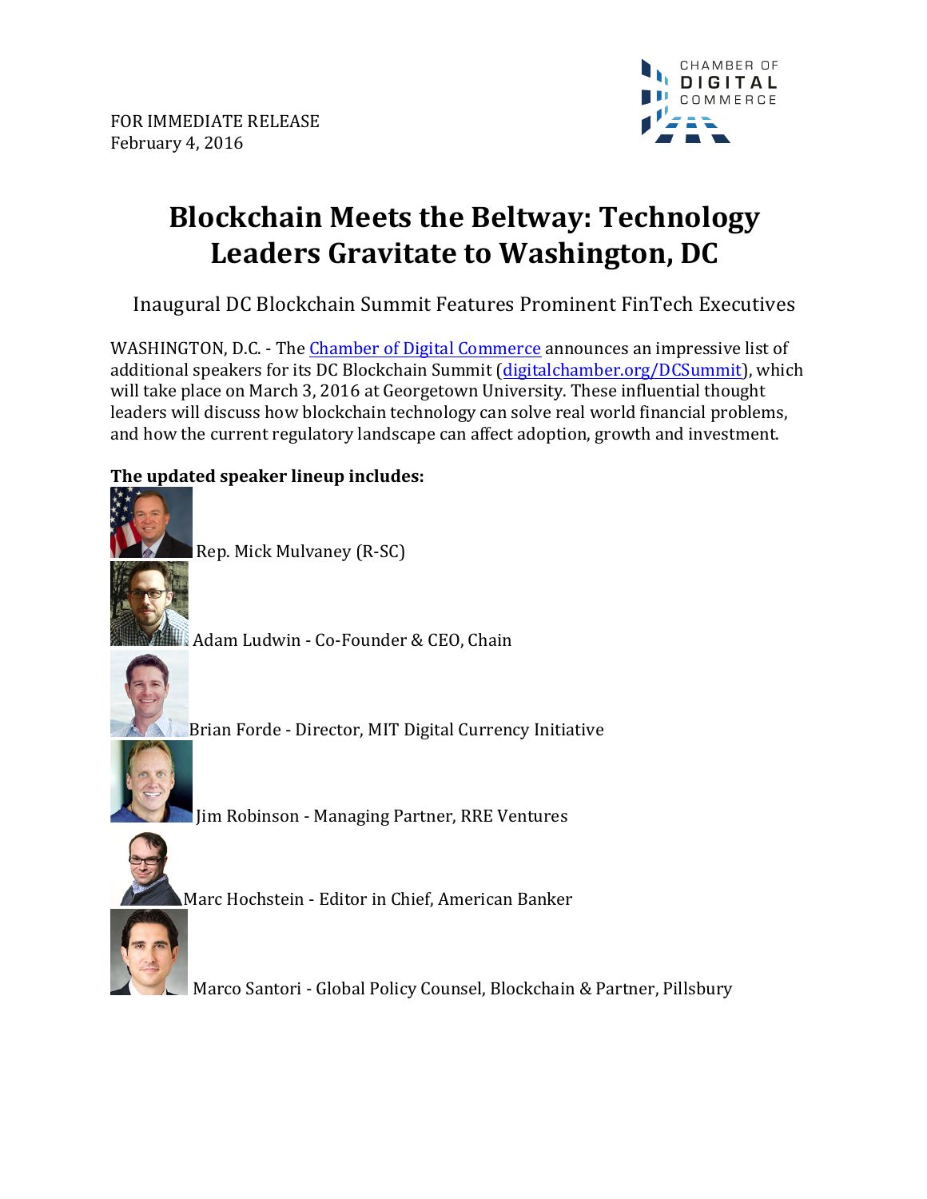FOR IMMEDIATE RELEASE
February 4, 2016

CHAMBER OF DIGITAL COMMERCE

# Blockchain Meets the Beltway: Technology Leaders Gravitate to Washington, DC

## Inaugural DC Blockchain Summit Features Prominent FinTech Executives

WASHINGTON, D.C. - The [Chamber of Digital Commerce](https://digitalchamber.org) announces an impressive list of additional speakers for its DC Blockchain Summit ([digitalchamber.org/DCSummit](https://digitalchamber.org/DCSummit)), which will take place on March 3, 2016 at Georgetown University. These influential thought leaders will discuss how blockchain technology can solve real world financial problems, and how the current regulatory landscape can affect adoption, growth and investment.

**The updated speaker lineup includes:**

- Rep. Mick Mulvaney (R-SC)
- Adam Ludwin - Co-Founder & CEO, Chain
- Brian Forde - Director, MIT Digital Currency Initiative
- Jim Robinson - Managing Partner, RRE Ventures
- Marc Hochstein - Editor in Chief, American Banker
- Marco Santori - Global Policy Counsel, Blockchain & Partner, Pillsbury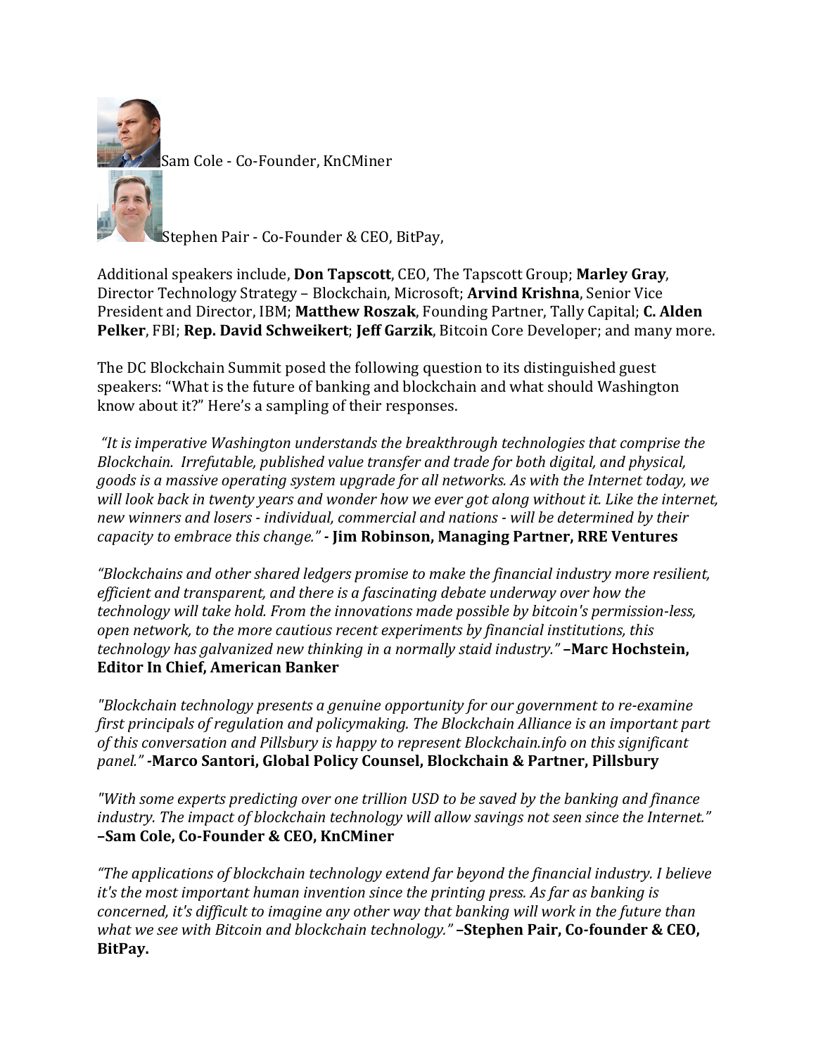Sam Cole - Co-Founder, KnCMiner

Stephen Pair - Co-Founder & CEO, BitPay,

Additional speakers include, **Don Tapscott**, CEO, The Tapscott Group; **Marley Gray**, Director Technology Strategy – Blockchain, Microsoft; **Arvind Krishna**, Senior Vice President and Director, IBM; **Matthew Roszak**, Founding Partner, Tally Capital; **C. Alden Pelker**, FBI; **Rep. David Schweikert**; **Jeff Garzik**, Bitcoin Core Developer; and many more.

The DC Blockchain Summit posed the following question to its distinguished guest speakers: "What is the future of banking and blockchain and what should Washington know about it?" Here's a sampling of their responses.

*"It is imperative Washington understands the breakthrough technologies that comprise the Blockchain. Irrefutable, published value transfer and trade for both digital, and physical, goods is a massive operating system upgrade for all networks. As with the Internet today, we will look back in twenty years and wonder how we ever got along without it. Like the internet, new winners and losers - individual, commercial and nations - will be determined by their capacity to embrace this change."* **- Jim Robinson, Managing Partner, RRE Ventures**

*"Blockchains and other shared ledgers promise to make the financial industry more resilient, efficient and transparent, and there is a fascinating debate underway over how the technology will take hold. From the innovations made possible by bitcoin's permission-less, open network, to the more cautious recent experiments by financial institutions, this technology has galvanized new thinking in a normally staid industry."* **–Marc Hochstein, Editor In Chief, American Banker**

*"Blockchain technology presents a genuine opportunity for our government to re-examine first principals of regulation and policymaking. The Blockchain Alliance is an important part of this conversation and Pillsbury is happy to represent Blockchain.info on this significant panel."* **-Marco Santori, Global Policy Counsel, Blockchain & Partner, Pillsbury**

*"With some experts predicting over one trillion USD to be saved by the banking and finance industry. The impact of blockchain technology will allow savings not seen since the Internet."* **–Sam Cole, Co-Founder & CEO, KnCMiner**

*"The applications of blockchain technology extend far beyond the financial industry. I believe it's the most important human invention since the printing press. As far as banking is concerned, it's difficult to imagine any other way that banking will work in the future than what we see with Bitcoin and blockchain technology."* **–Stephen Pair, Co-founder & CEO, BitPay.**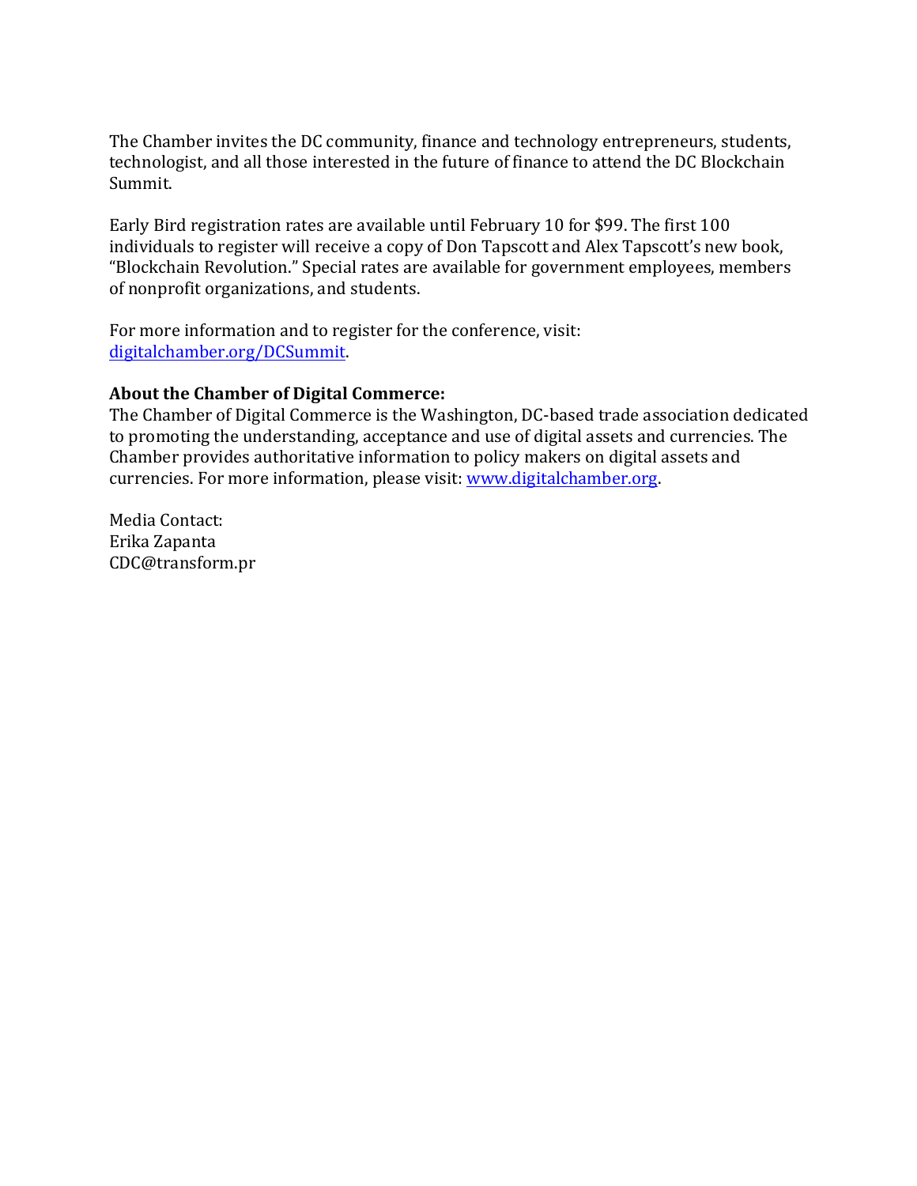The Chamber invites the DC community, finance and technology entrepreneurs, students, technologist, and all those interested in the future of finance to attend the DC Blockchain Summit.

Early Bird registration rates are available until February 10 for $99. The first 100 individuals to register will receive a copy of Don Tapscott and Alex Tapscott's new book, "Blockchain Revolution." Special rates are available for government employees, members of nonprofit organizations, and students.

For more information and to register for the conference, visit: [digitalchamber.org/DCSummit](digitalchamber.org/DCSummit).

**About the Chamber of Digital Commerce:**
The Chamber of Digital Commerce is the Washington, DC-based trade association dedicated to promoting the understanding, acceptance and use of digital assets and currencies. The Chamber provides authoritative information to policy makers on digital assets and currencies. For more information, please visit: [www.digitalchamber.org](www.digitalchamber.org).

Media Contact:
Erika Zapanta
CDC@transform.pr